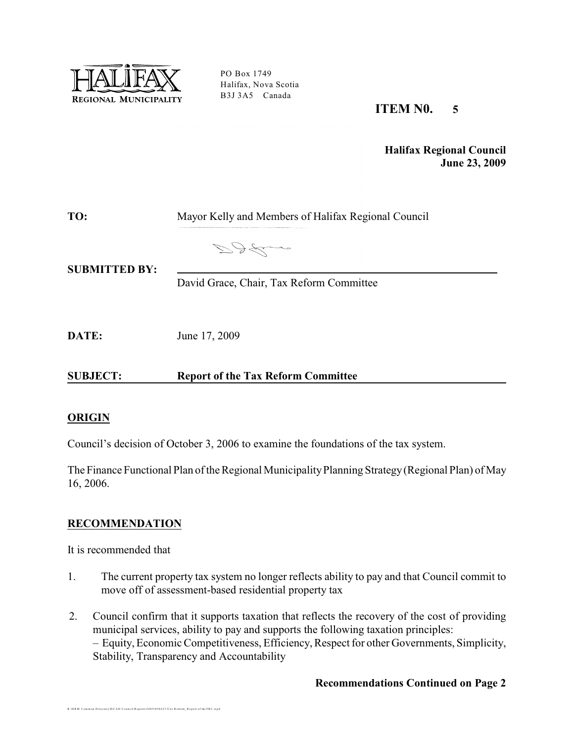PO Box 1749
Halifax, Nova Scotia
B3J 3A5 Canada

**ITEM N0. 5**

**Halifax Regional Council**
**June 23, 2009**

**TO:** Mayor Kelly and Members of Halifax Regional Council

**SUBMITTED BY:** David Grace, Chair, Tax Reform Committee

**DATE:** June 17, 2009

**SUBJECT: Report of the Tax Reform Committee**

## ORIGIN

Council's decision of October 3, 2006 to examine the foundations of the tax system.

The Finance Functional Plan of the Regional Municipality Planning Strategy (Regional Plan) of May 16, 2006.

## RECOMMENDATION

It is recommended that

1. The current property tax system no longer reflects ability to pay and that Council commit to move off of assessment-based residential property tax

2. Council confirm that it supports taxation that reflects the recovery of the cost of providing municipal services, ability to pay and supports the following taxation principles:
   – Equity, Economic Competitiveness, Efficiency, Respect for other Governments, Simplicity, Stability, Transparency and Accountability

**Recommendations Continued on Page 2**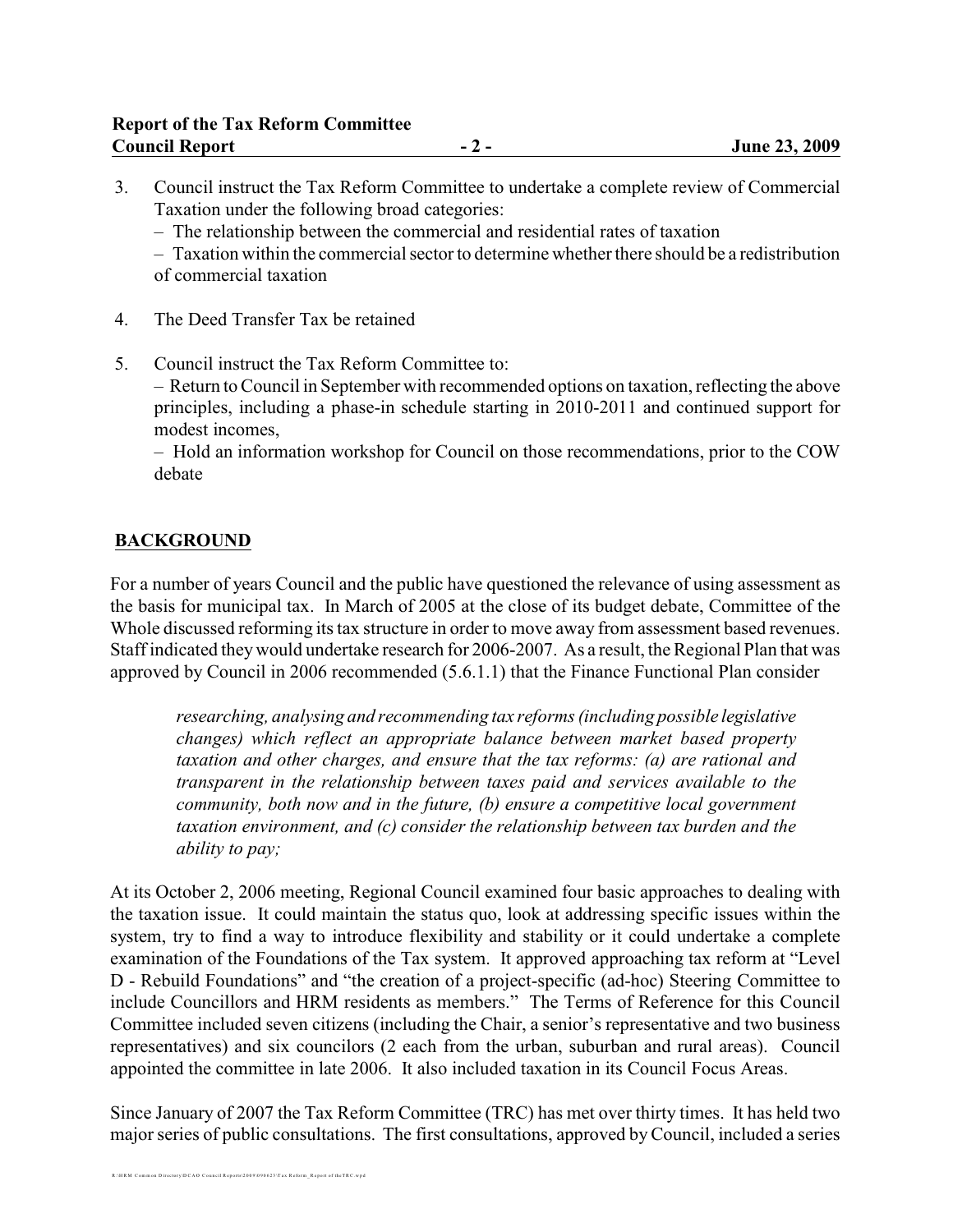3. Council instruct the Tax Reform Committee to undertake a complete review of Commercial Taxation under the following broad categories:
   – The relationship between the commercial and residential rates of taxation
   – Taxation within the commercial sector to determine whether there should be a redistribution of commercial taxation

4. The Deed Transfer Tax be retained

5. Council instruct the Tax Reform Committee to:
   – Return to Council in September with recommended options on taxation, reflecting the above principles, including a phase-in schedule starting in 2010-2011 and continued support for modest incomes,
   – Hold an information workshop for Council on those recommendations, prior to the COW debate

## BACKGROUND

For a number of years Council and the public have questioned the relevance of using assessment as the basis for municipal tax. In March of 2005 at the close of its budget debate, Committee of the Whole discussed reforming its tax structure in order to move away from assessment based revenues. Staff indicated they would undertake research for 2006-2007. As a result, the Regional Plan that was approved by Council in 2006 recommended (5.6.1.1) that the Finance Functional Plan consider

> *researching, analysing and recommending tax reforms (including possible legislative changes) which reflect an appropriate balance between market based property taxation and other charges, and ensure that the tax reforms: (a) are rational and transparent in the relationship between taxes paid and services available to the community, both now and in the future, (b) ensure a competitive local government taxation environment, and (c) consider the relationship between tax burden and the ability to pay;*

At its October 2, 2006 meeting, Regional Council examined four basic approaches to dealing with the taxation issue. It could maintain the status quo, look at addressing specific issues within the system, try to find a way to introduce flexibility and stability or it could undertake a complete examination of the Foundations of the Tax system. It approved approaching tax reform at "Level D - Rebuild Foundations" and "the creation of a project-specific (ad-hoc) Steering Committee to include Councillors and HRM residents as members." The Terms of Reference for this Council Committee included seven citizens (including the Chair, a senior's representative and two business representatives) and six councilors (2 each from the urban, suburban and rural areas). Council appointed the committee in late 2006. It also included taxation in its Council Focus Areas.

Since January of 2007 the Tax Reform Committee (TRC) has met over thirty times. It has held two major series of public consultations. The first consultations, approved by Council, included a series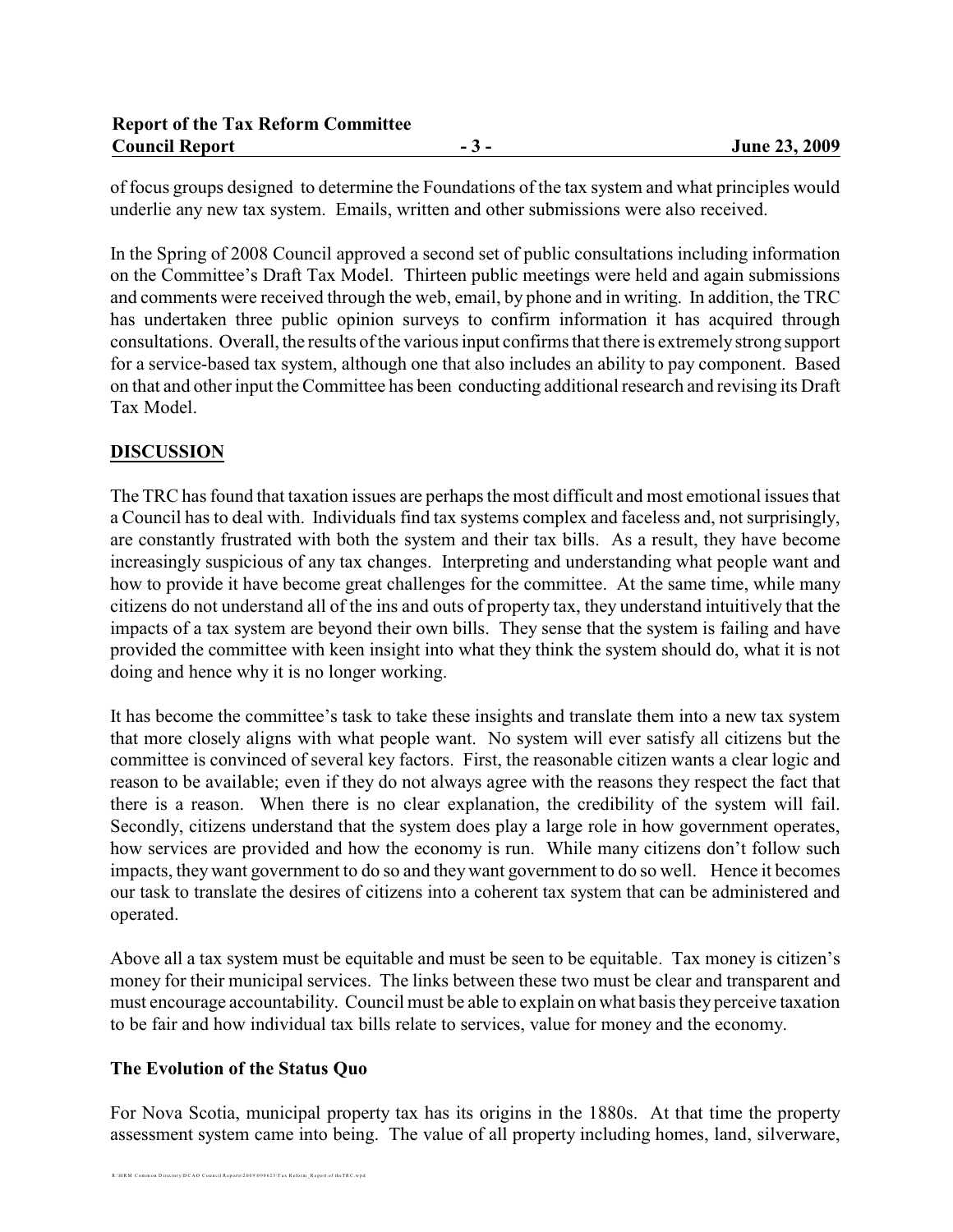of focus groups designed to determine the Foundations of the tax system and what principles would underlie any new tax system. Emails, written and other submissions were also received.

In the Spring of 2008 Council approved a second set of public consultations including information on the Committee's Draft Tax Model. Thirteen public meetings were held and again submissions and comments were received through the web, email, by phone and in writing. In addition, the TRC has undertaken three public opinion surveys to confirm information it has acquired through consultations. Overall, the results of the various input confirms that there is extremely strong support for a service-based tax system, although one that also includes an ability to pay component. Based on that and other input the Committee has been conducting additional research and revising its Draft Tax Model.

## DISCUSSION

The TRC has found that taxation issues are perhaps the most difficult and most emotional issues that a Council has to deal with. Individuals find tax systems complex and faceless and, not surprisingly, are constantly frustrated with both the system and their tax bills. As a result, they have become increasingly suspicious of any tax changes. Interpreting and understanding what people want and how to provide it have become great challenges for the committee. At the same time, while many citizens do not understand all of the ins and outs of property tax, they understand intuitively that the impacts of a tax system are beyond their own bills. They sense that the system is failing and have provided the committee with keen insight into what they think the system should do, what it is not doing and hence why it is no longer working.

It has become the committee's task to take these insights and translate them into a new tax system that more closely aligns with what people want. No system will ever satisfy all citizens but the committee is convinced of several key factors. First, the reasonable citizen wants a clear logic and reason to be available; even if they do not always agree with the reasons they respect the fact that there is a reason. When there is no clear explanation, the credibility of the system will fail. Secondly, citizens understand that the system does play a large role in how government operates, how services are provided and how the economy is run. While many citizens don't follow such impacts, they want government to do so and they want government to do so well. Hence it becomes our task to translate the desires of citizens into a coherent tax system that can be administered and operated.

Above all a tax system must be equitable and must be seen to be equitable. Tax money is citizen's money for their municipal services. The links between these two must be clear and transparent and must encourage accountability. Council must be able to explain on what basis they perceive taxation to be fair and how individual tax bills relate to services, value for money and the economy.

### The Evolution of the Status Quo

For Nova Scotia, municipal property tax has its origins in the 1880s. At that time the property assessment system came into being. The value of all property including homes, land, silverware,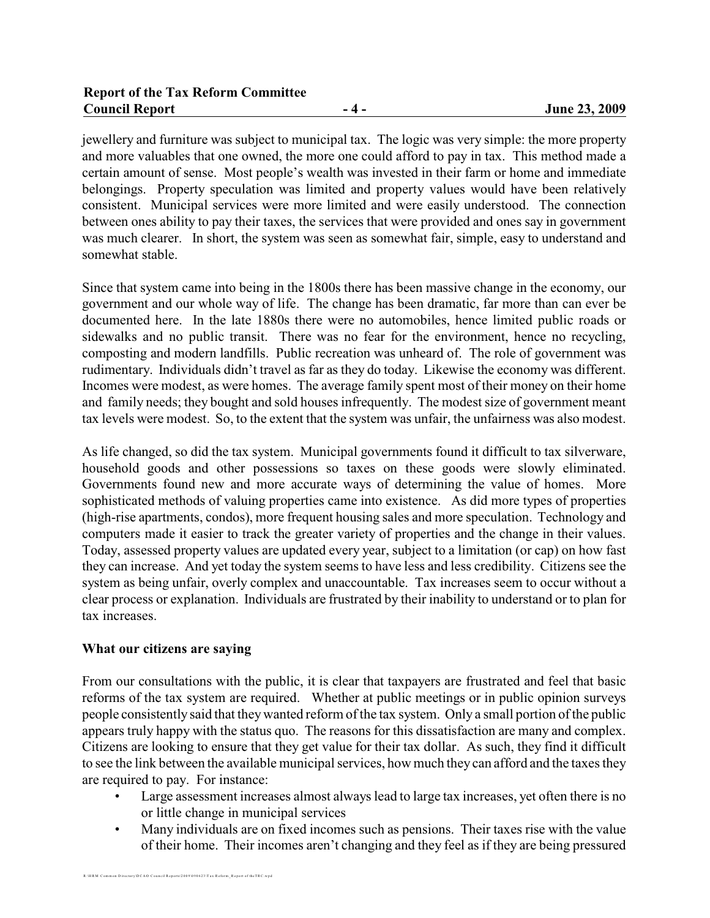jewellery and furniture was subject to municipal tax. The logic was very simple: the more property and more valuables that one owned, the more one could afford to pay in tax. This method made a certain amount of sense. Most people's wealth was invested in their farm or home and immediate belongings. Property speculation was limited and property values would have been relatively consistent. Municipal services were more limited and were easily understood. The connection between ones ability to pay their taxes, the services that were provided and ones say in government was much clearer. In short, the system was seen as somewhat fair, simple, easy to understand and somewhat stable.

Since that system came into being in the 1800s there has been massive change in the economy, our government and our whole way of life. The change has been dramatic, far more than can ever be documented here. In the late 1880s there were no automobiles, hence limited public roads or sidewalks and no public transit. There was no fear for the environment, hence no recycling, composting and modern landfills. Public recreation was unheard of. The role of government was rudimentary. Individuals didn't travel as far as they do today. Likewise the economy was different. Incomes were modest, as were homes. The average family spent most of their money on their home and family needs; they bought and sold houses infrequently. The modest size of government meant tax levels were modest. So, to the extent that the system was unfair, the unfairness was also modest.

As life changed, so did the tax system. Municipal governments found it difficult to tax silverware, household goods and other possessions so taxes on these goods were slowly eliminated. Governments found new and more accurate ways of determining the value of homes. More sophisticated methods of valuing properties came into existence. As did more types of properties (high-rise apartments, condos), more frequent housing sales and more speculation. Technology and computers made it easier to track the greater variety of properties and the change in their values. Today, assessed property values are updated every year, subject to a limitation (or cap) on how fast they can increase. And yet today the system seems to have less and less credibility. Citizens see the system as being unfair, overly complex and unaccountable. Tax increases seem to occur without a clear process or explanation. Individuals are frustrated by their inability to understand or to plan for tax increases.

**What our citizens are saying**

From our consultations with the public, it is clear that taxpayers are frustrated and feel that basic reforms of the tax system are required. Whether at public meetings or in public opinion surveys people consistently said that they wanted reform of the tax system. Only a small portion of the public appears truly happy with the status quo. The reasons for this dissatisfaction are many and complex. Citizens are looking to ensure that they get value for their tax dollar. As such, they find it difficult to see the link between the available municipal services, how much they can afford and the taxes they are required to pay. For instance:

- Large assessment increases almost always lead to large tax increases, yet often there is no or little change in municipal services
- Many individuals are on fixed incomes such as pensions. Their taxes rise with the value of their home. Their incomes aren't changing and they feel as if they are being pressured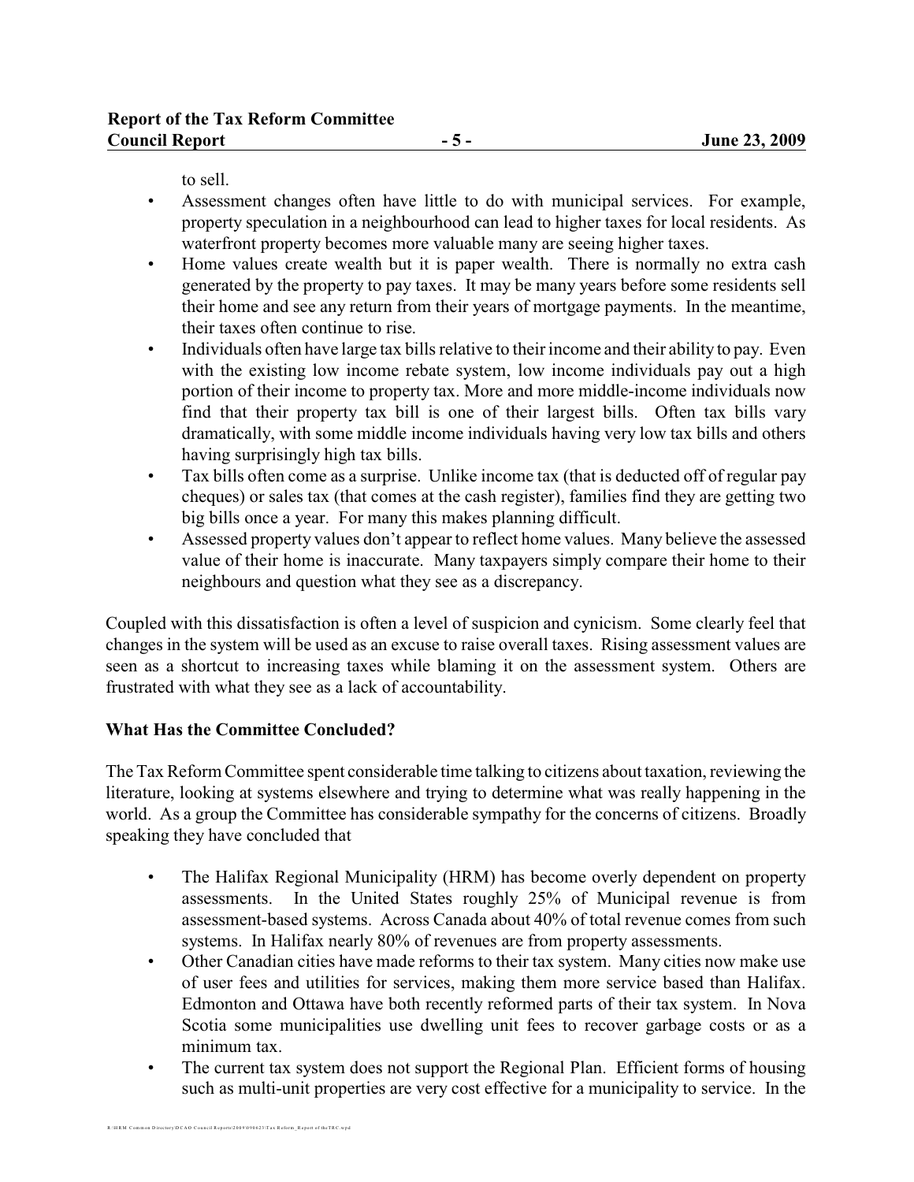to sell.

- Assessment changes often have little to do with municipal services. For example, property speculation in a neighbourhood can lead to higher taxes for local residents. As waterfront property becomes more valuable many are seeing higher taxes.
- Home values create wealth but it is paper wealth. There is normally no extra cash generated by the property to pay taxes. It may be many years before some residents sell their home and see any return from their years of mortgage payments. In the meantime, their taxes often continue to rise.
- Individuals often have large tax bills relative to their income and their ability to pay. Even with the existing low income rebate system, low income individuals pay out a high portion of their income to property tax. More and more middle-income individuals now find that their property tax bill is one of their largest bills. Often tax bills vary dramatically, with some middle income individuals having very low tax bills and others having surprisingly high tax bills.
- Tax bills often come as a surprise. Unlike income tax (that is deducted off of regular pay cheques) or sales tax (that comes at the cash register), families find they are getting two big bills once a year. For many this makes planning difficult.
- Assessed property values don't appear to reflect home values. Many believe the assessed value of their home is inaccurate. Many taxpayers simply compare their home to their neighbours and question what they see as a discrepancy.

Coupled with this dissatisfaction is often a level of suspicion and cynicism. Some clearly feel that changes in the system will be used as an excuse to raise overall taxes. Rising assessment values are seen as a shortcut to increasing taxes while blaming it on the assessment system. Others are frustrated with what they see as a lack of accountability.

## What Has the Committee Concluded?

The Tax Reform Committee spent considerable time talking to citizens about taxation, reviewing the literature, looking at systems elsewhere and trying to determine what was really happening in the world. As a group the Committee has considerable sympathy for the concerns of citizens. Broadly speaking they have concluded that

- The Halifax Regional Municipality (HRM) has become overly dependent on property assessments. In the United States roughly 25% of Municipal revenue is from assessment-based systems. Across Canada about 40% of total revenue comes from such systems. In Halifax nearly 80% of revenues are from property assessments.
- Other Canadian cities have made reforms to their tax system. Many cities now make use of user fees and utilities for services, making them more service based than Halifax. Edmonton and Ottawa have both recently reformed parts of their tax system. In Nova Scotia some municipalities use dwelling unit fees to recover garbage costs or as a minimum tax.
- The current tax system does not support the Regional Plan. Efficient forms of housing such as multi-unit properties are very cost effective for a municipality to service. In the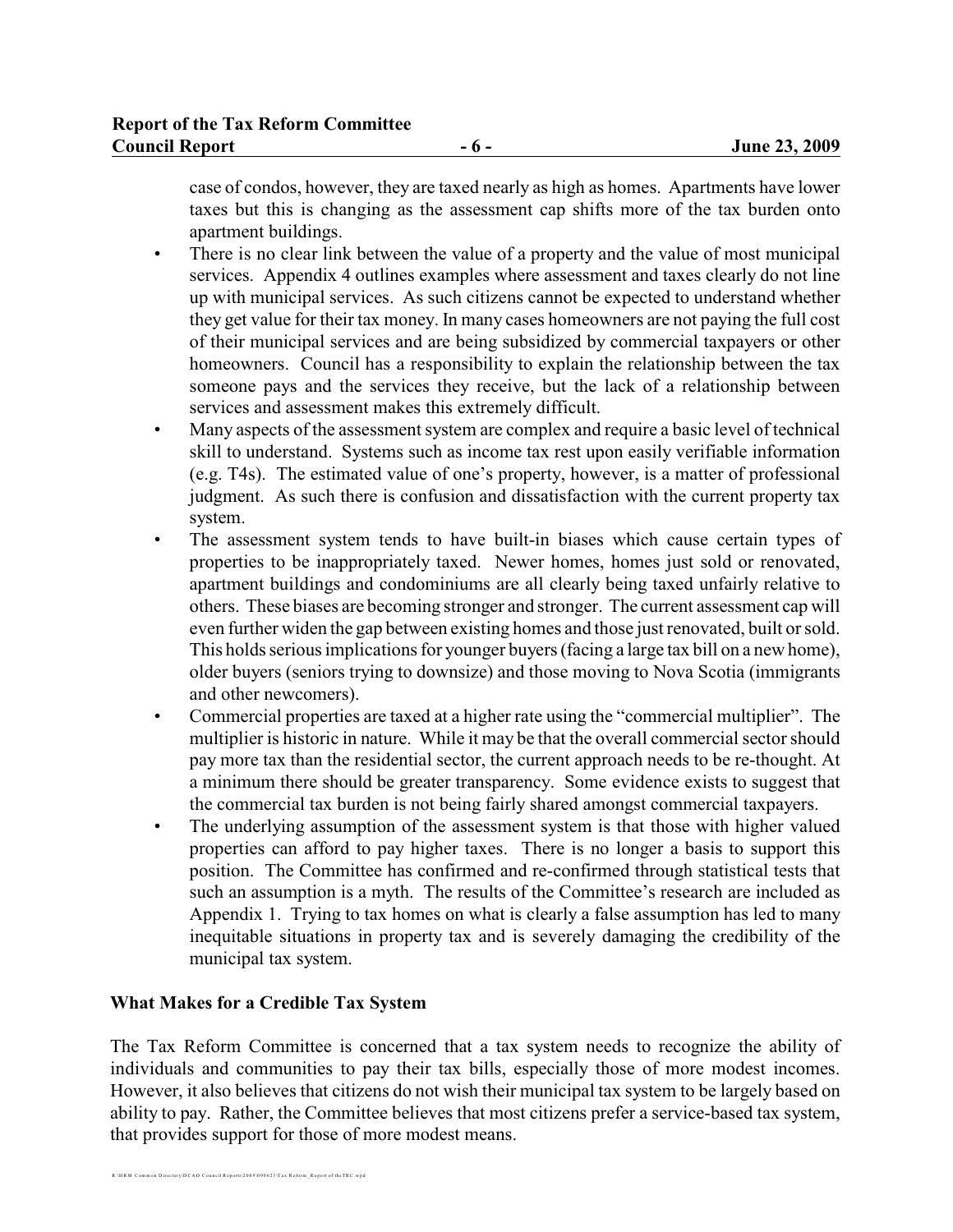case of condos, however, they are taxed nearly as high as homes. Apartments have lower taxes but this is changing as the assessment cap shifts more of the tax burden onto apartment buildings.

- There is no clear link between the value of a property and the value of most municipal services. Appendix 4 outlines examples where assessment and taxes clearly do not line up with municipal services. As such citizens cannot be expected to understand whether they get value for their tax money. In many cases homeowners are not paying the full cost of their municipal services and are being subsidized by commercial taxpayers or other homeowners. Council has a responsibility to explain the relationship between the tax someone pays and the services they receive, but the lack of a relationship between services and assessment makes this extremely difficult.
- Many aspects of the assessment system are complex and require a basic level of technical skill to understand. Systems such as income tax rest upon easily verifiable information (e.g. T4s). The estimated value of one's property, however, is a matter of professional judgment. As such there is confusion and dissatisfaction with the current property tax system.
- The assessment system tends to have built-in biases which cause certain types of properties to be inappropriately taxed. Newer homes, homes just sold or renovated, apartment buildings and condominiums are all clearly being taxed unfairly relative to others. These biases are becoming stronger and stronger. The current assessment cap will even further widen the gap between existing homes and those just renovated, built or sold. This holds serious implications for younger buyers (facing a large tax bill on a new home), older buyers (seniors trying to downsize) and those moving to Nova Scotia (immigrants and other newcomers).
- Commercial properties are taxed at a higher rate using the "commercial multiplier". The multiplier is historic in nature. While it may be that the overall commercial sector should pay more tax than the residential sector, the current approach needs to be re-thought. At a minimum there should be greater transparency. Some evidence exists to suggest that the commercial tax burden is not being fairly shared amongst commercial taxpayers.
- The underlying assumption of the assessment system is that those with higher valued properties can afford to pay higher taxes. There is no longer a basis to support this position. The Committee has confirmed and re-confirmed through statistical tests that such an assumption is a myth. The results of the Committee's research are included as Appendix 1. Trying to tax homes on what is clearly a false assumption has led to many inequitable situations in property tax and is severely damaging the credibility of the municipal tax system.

## What Makes for a Credible Tax System

The Tax Reform Committee is concerned that a tax system needs to recognize the ability of individuals and communities to pay their tax bills, especially those of more modest incomes. However, it also believes that citizens do not wish their municipal tax system to be largely based on ability to pay. Rather, the Committee believes that most citizens prefer a service-based tax system, that provides support for those of more modest means.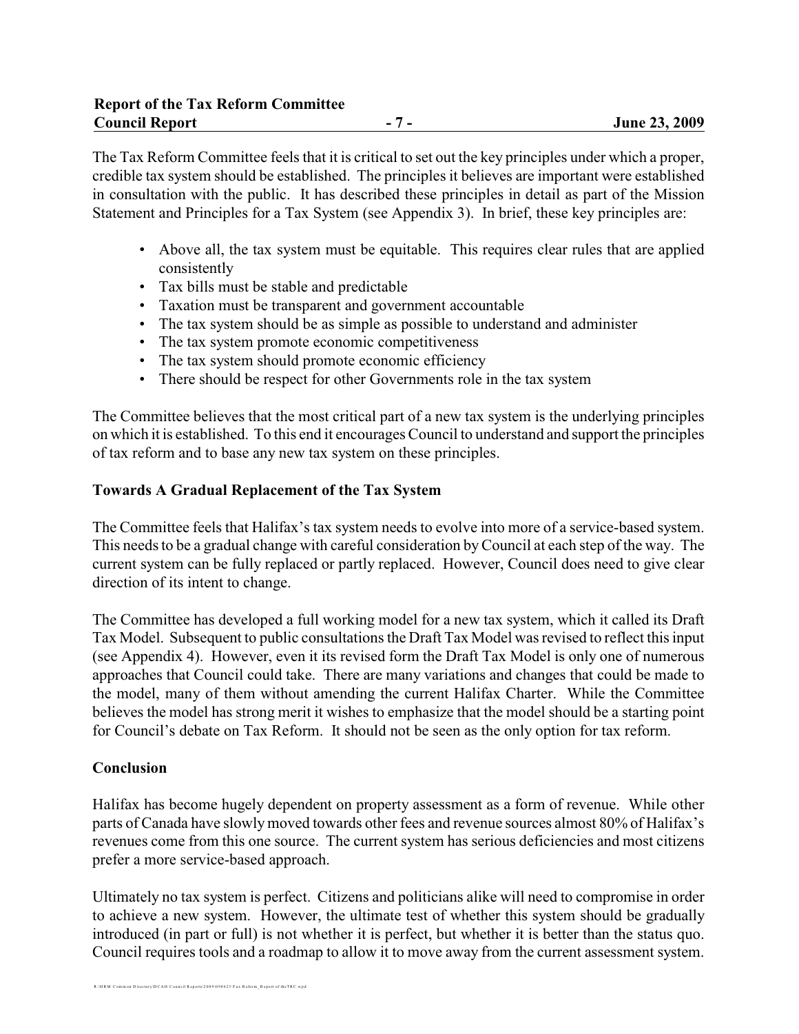The Tax Reform Committee feels that it is critical to set out the key principles under which a proper, credible tax system should be established. The principles it believes are important were established in consultation with the public. It has described these principles in detail as part of the Mission Statement and Principles for a Tax System (see Appendix 3). In brief, these key principles are:

- Above all, the tax system must be equitable. This requires clear rules that are applied consistently
- Tax bills must be stable and predictable
- Taxation must be transparent and government accountable
- The tax system should be as simple as possible to understand and administer
- The tax system promote economic competitiveness
- The tax system should promote economic efficiency
- There should be respect for other Governments role in the tax system

The Committee believes that the most critical part of a new tax system is the underlying principles on which it is established. To this end it encourages Council to understand and support the principles of tax reform and to base any new tax system on these principles.

**Towards A Gradual Replacement of the Tax System**

The Committee feels that Halifax's tax system needs to evolve into more of a service-based system. This needs to be a gradual change with careful consideration by Council at each step of the way. The current system can be fully replaced or partly replaced. However, Council does need to give clear direction of its intent to change.

The Committee has developed a full working model for a new tax system, which it called its Draft Tax Model. Subsequent to public consultations the Draft Tax Model was revised to reflect this input (see Appendix 4). However, even it its revised form the Draft Tax Model is only one of numerous approaches that Council could take. There are many variations and changes that could be made to the model, many of them without amending the current Halifax Charter. While the Committee believes the model has strong merit it wishes to emphasize that the model should be a starting point for Council's debate on Tax Reform. It should not be seen as the only option for tax reform.

**Conclusion**

Halifax has become hugely dependent on property assessment as a form of revenue. While other parts of Canada have slowly moved towards other fees and revenue sources almost 80% of Halifax's revenues come from this one source. The current system has serious deficiencies and most citizens prefer a more service-based approach.

Ultimately no tax system is perfect. Citizens and politicians alike will need to compromise in order to achieve a new system. However, the ultimate test of whether this system should be gradually introduced (in part or full) is not whether it is perfect, but whether it is better than the status quo. Council requires tools and a roadmap to allow it to move away from the current assessment system.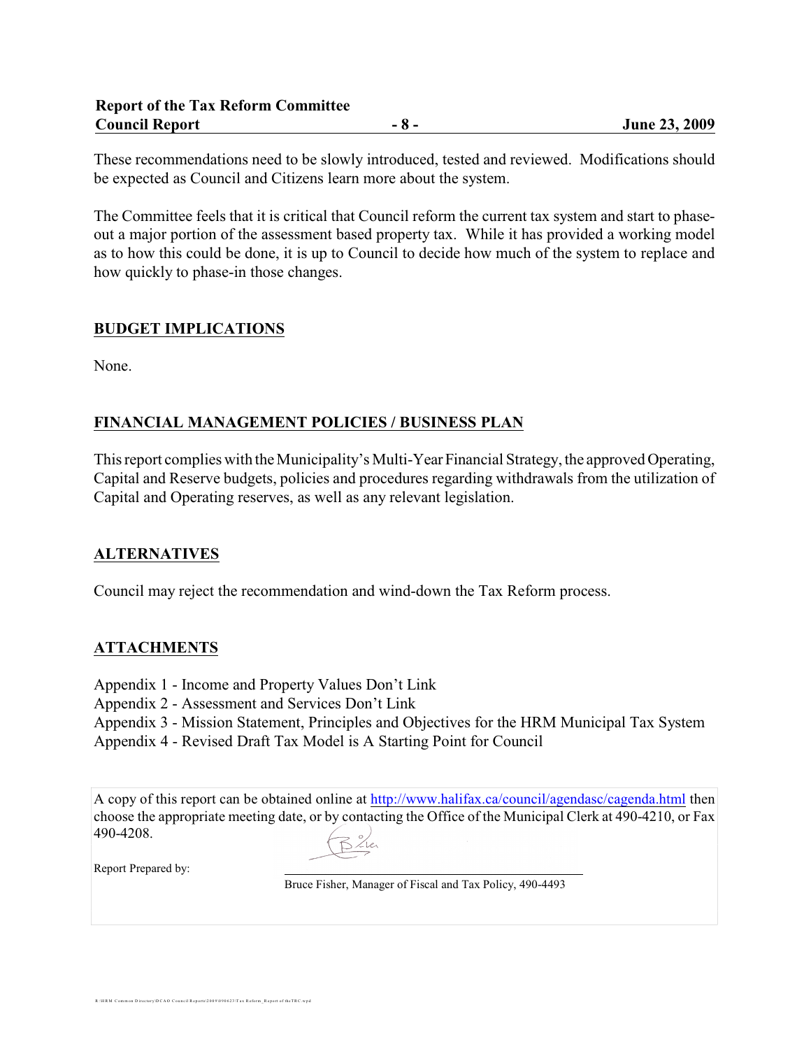These recommendations need to be slowly introduced, tested and reviewed. Modifications should be expected as Council and Citizens learn more about the system.

The Committee feels that it is critical that Council reform the current tax system and start to phase-out a major portion of the assessment based property tax. While it has provided a working model as to how this could be done, it is up to Council to decide how much of the system to replace and how quickly to phase-in those changes.

## BUDGET IMPLICATIONS

None.

## FINANCIAL MANAGEMENT POLICIES / BUSINESS PLAN

This report complies with the Municipality's Multi-Year Financial Strategy, the approved Operating, Capital and Reserve budgets, policies and procedures regarding withdrawals from the utilization of Capital and Operating reserves, as well as any relevant legislation.

## ALTERNATIVES

Council may reject the recommendation and wind-down the Tax Reform process.

## ATTACHMENTS

Appendix 1 - Income and Property Values Don't Link
Appendix 2 - Assessment and Services Don't Link
Appendix 3 - Mission Statement, Principles and Objectives for the HRM Municipal Tax System
Appendix 4 - Revised Draft Tax Model is A Starting Point for Council

A copy of this report can be obtained online at http://www.halifax.ca/council/agendasc/cagenda.html then choose the appropriate meeting date, or by contacting the Office of the Municipal Clerk at 490-4210, or Fax 490-4208.

Report Prepared by: Bruce Fisher, Manager of Fiscal and Tax Policy, 490-4493

R:\HRM Common Directory\DCAO Council Reports\2009\090623\Tax Reform_Report of the TRC.wpd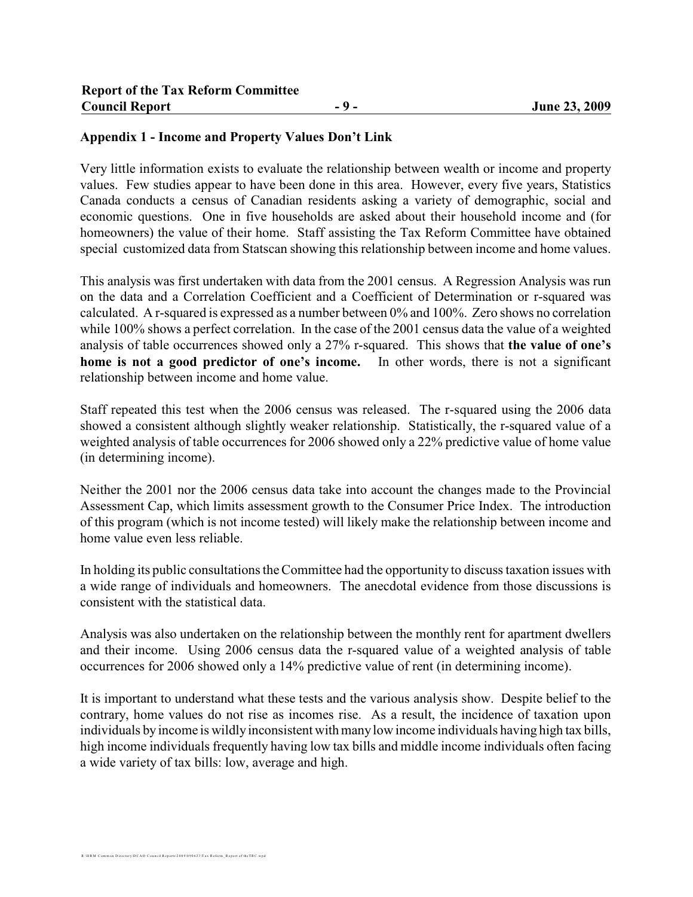## Appendix 1 - Income and Property Values Don't Link

Very little information exists to evaluate the relationship between wealth or income and property values. Few studies appear to have been done in this area. However, every five years, Statistics Canada conducts a census of Canadian residents asking a variety of demographic, social and economic questions. One in five households are asked about their household income and (for homeowners) the value of their home. Staff assisting the Tax Reform Committee have obtained special customized data from Statscan showing this relationship between income and home values.

This analysis was first undertaken with data from the 2001 census. A Regression Analysis was run on the data and a Correlation Coefficient and a Coefficient of Determination or r-squared was calculated. A r-squared is expressed as a number between 0% and 100%. Zero shows no correlation while 100% shows a perfect correlation. In the case of the 2001 census data the value of a weighted analysis of table occurrences showed only a 27% r-squared. This shows that **the value of one's home is not a good predictor of one's income.** In other words, there is not a significant relationship between income and home value.

Staff repeated this test when the 2006 census was released. The r-squared using the 2006 data showed a consistent although slightly weaker relationship. Statistically, the r-squared value of a weighted analysis of table occurrences for 2006 showed only a 22% predictive value of home value (in determining income).

Neither the 2001 nor the 2006 census data take into account the changes made to the Provincial Assessment Cap, which limits assessment growth to the Consumer Price Index. The introduction of this program (which is not income tested) will likely make the relationship between income and home value even less reliable.

In holding its public consultations the Committee had the opportunity to discuss taxation issues with a wide range of individuals and homeowners. The anecdotal evidence from those discussions is consistent with the statistical data.

Analysis was also undertaken on the relationship between the monthly rent for apartment dwellers and their income. Using 2006 census data the r-squared value of a weighted analysis of table occurrences for 2006 showed only a 14% predictive value of rent (in determining income).

It is important to understand what these tests and the various analysis show. Despite belief to the contrary, home values do not rise as incomes rise. As a result, the incidence of taxation upon individuals by income is wildly inconsistent with many low income individuals having high tax bills, high income individuals frequently having low tax bills and middle income individuals often facing a wide variety of tax bills: low, average and high.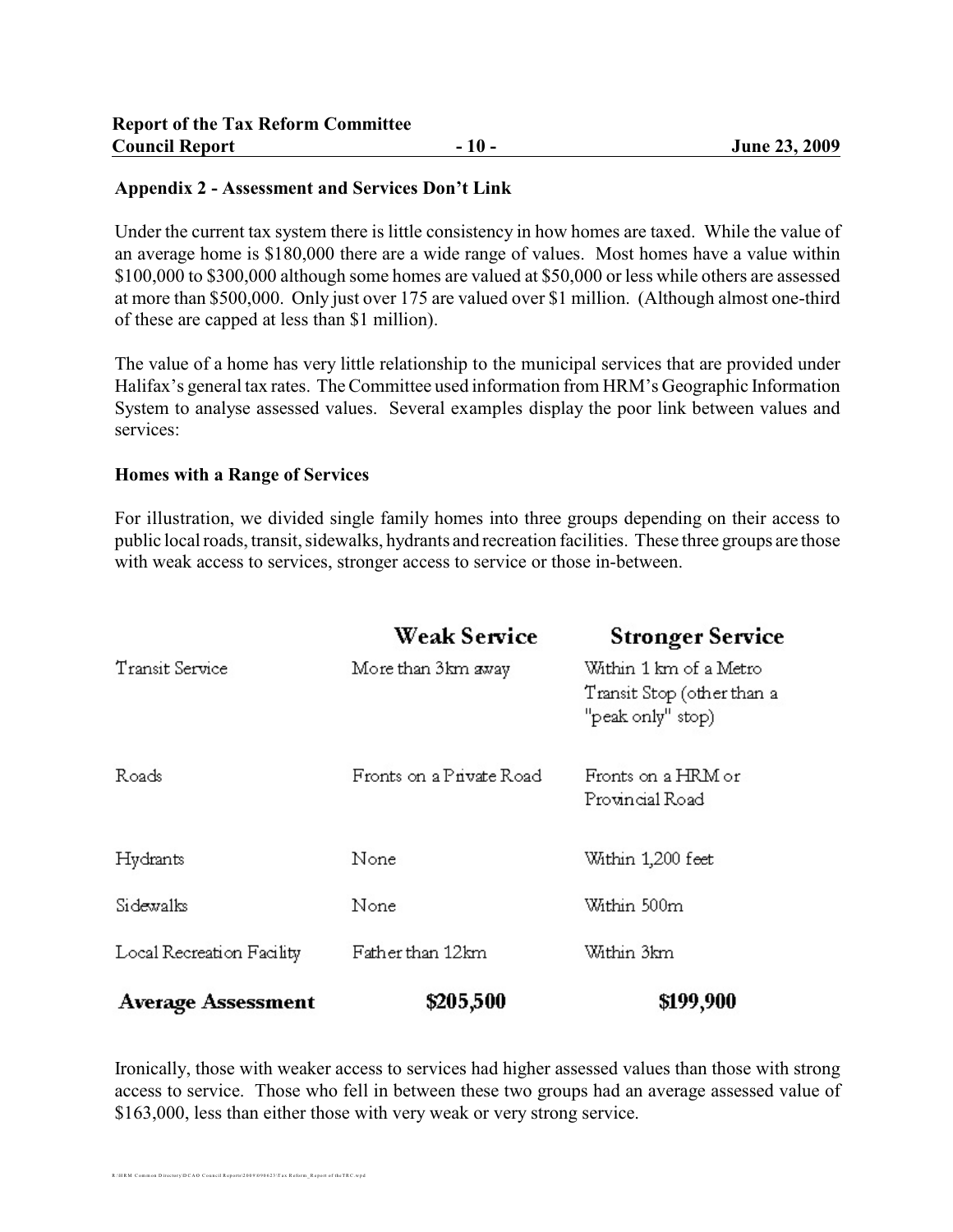## Appendix 2 - Assessment and Services Don't Link

Under the current tax system there is little consistency in how homes are taxed. While the value of an average home is $180,000 there are a wide range of values. Most homes have a value within $100,000 to $300,000 although some homes are valued at $50,000 or less while others are assessed at more than $500,000. Only just over 175 are valued over $1 million. (Although almost one-third of these are capped at less than $1 million).

The value of a home has very little relationship to the municipal services that are provided under Halifax's general tax rates. The Committee used information from HRM's Geographic Information System to analyse assessed values. Several examples display the poor link between values and services:

### Homes with a Range of Services

For illustration, we divided single family homes into three groups depending on their access to public local roads, transit, sidewalks, hydrants and recreation facilities. These three groups are those with weak access to services, stronger access to service or those in-between.

| | Weak Service | Stronger Service |
|---|---|---|
| Transit Service | More than 3km away | Within 1 km of a Metro Transit Stop (other than a "peak only" stop) |
| Roads | Fronts on a Private Road | Fronts on a HRM or Provincial Road |
| Hydrants | None | Within 1,200 feet |
| Sidewalks | None | Within 500m |
| Local Recreation Facility | Father than 12km | Within 3km |
| **Average Assessment** | **$205,500** | **$199,900** |

Ironically, those with weaker access to services had higher assessed values than those with strong access to service. Those who fell in between these two groups had an average assessed value of $163,000, less than either those with very weak or very strong service.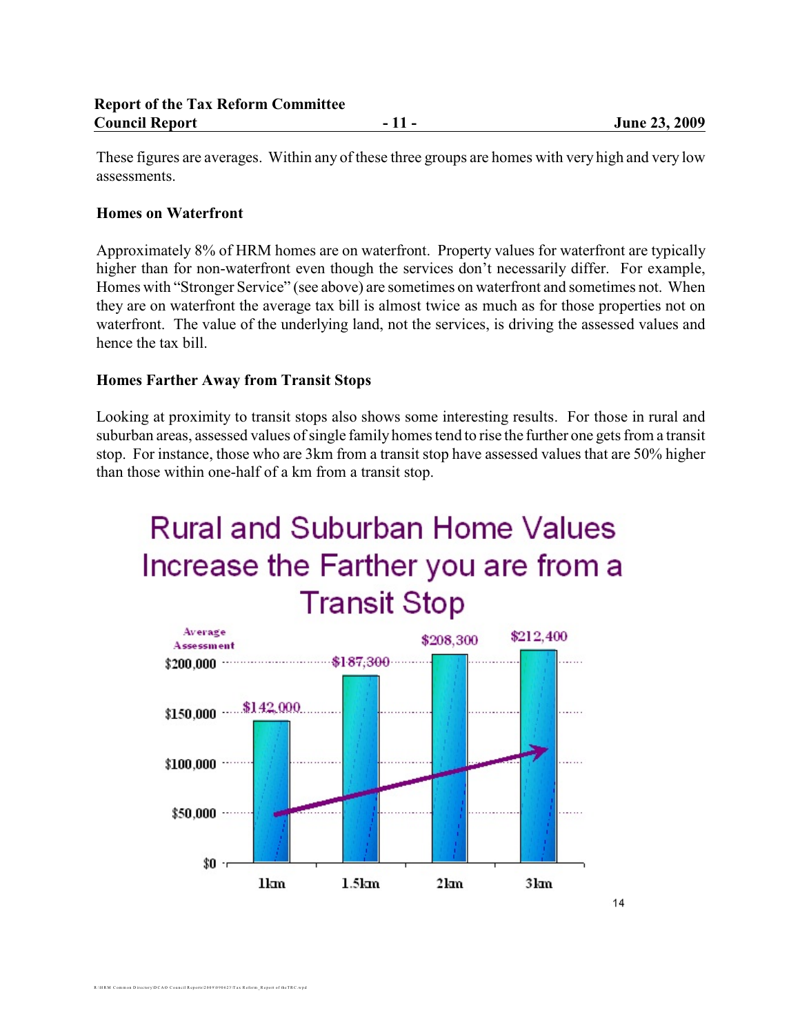These figures are averages. Within any of these three groups are homes with very high and very low assessments.

**Homes on Waterfront**

Approximately 8% of HRM homes are on waterfront. Property values for waterfront are typically higher than for non-waterfront even though the services don't necessarily differ. For example, Homes with "Stronger Service" (see above) are sometimes on waterfront and sometimes not. When they are on waterfront the average tax bill is almost twice as much as for those properties not on waterfront. The value of the underlying land, not the services, is driving the assessed values and hence the tax bill.

**Homes Farther Away from Transit Stops**

Looking at proximity to transit stops also shows some interesting results. For those in rural and suburban areas, assessed values of single family homes tend to rise the further one gets from a transit stop. For instance, those who are 3km from a transit stop have assessed values that are 50% higher than those within one-half of a km from a transit stop.

**Rural and Suburban Home Values Increase the Farther you are from a Transit Stop**

| Distance | Average Assessment |
|---|---|
| 1km | $142,000 |
| 1.5km | $187,300 |
| 2km | $208,300 |
| 3km | $212,400 |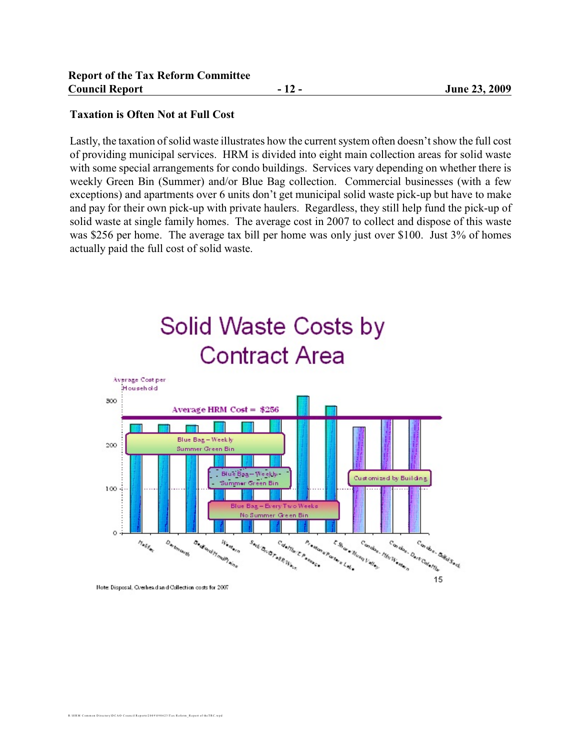### Taxation is Often Not at Full Cost

Lastly, the taxation of solid waste illustrates how the current system often doesn't show the full cost of providing municipal services. HRM is divided into eight main collection areas for solid waste with some special arrangements for condo buildings. Services vary depending on whether there is weekly Green Bin (Summer) and/or Blue Bag collection. Commercial businesses (with a few exceptions) and apartments over 6 units don't get municipal solid waste pick-up but have to make and pay for their own pick-up with private haulers. Regardless, they still help fund the pick-up of solid waste at single family homes. The average cost in 2007 to collect and dispose of this waste was $256 per home. The average tax bill per home was only just over $100. Just 3% of homes actually paid the full cost of solid waste.

## Solid Waste Costs by Contract Area

Average Cost per Household

Average HRM Cost = $256

Blue Bag – Weekly Summer Green Bin

Blue Bag – Weekly Summer Green Bin

Blue Bag – Every Two Weeks No Summer Green Bin

Customized by Building

Halifax, Dartmouth, Bedford/Hmd/Plains, Western, Sack/Bvr/Bnk/Fall R/Wav, Cole Hbr/E Passage, Preston/Porters Lake, E Shore/Musq Valley, Condos - Hfx/Western, Condos - Dart/Cole Hbr, Condos - Bed/Sack

Note: Disposal, Overhead and Collection costs for 2007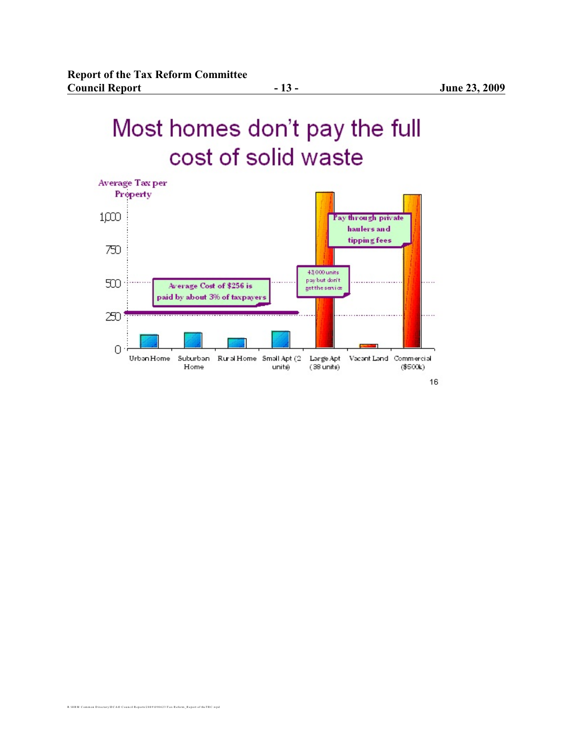# Most homes don't pay the full cost of solid waste

Average Tax per Property

1,000
750
500
250
0

Average Cost of $256 is paid by about 3% of taxpayers

43,000 units pay but don't get the service

Pay through private haulers and tipping fees

Urban Home | Suburban Home | Rural Home | Small Apt (2 units) | Large Apt (38 units) | Vacant Land | Commercial ($500k)

16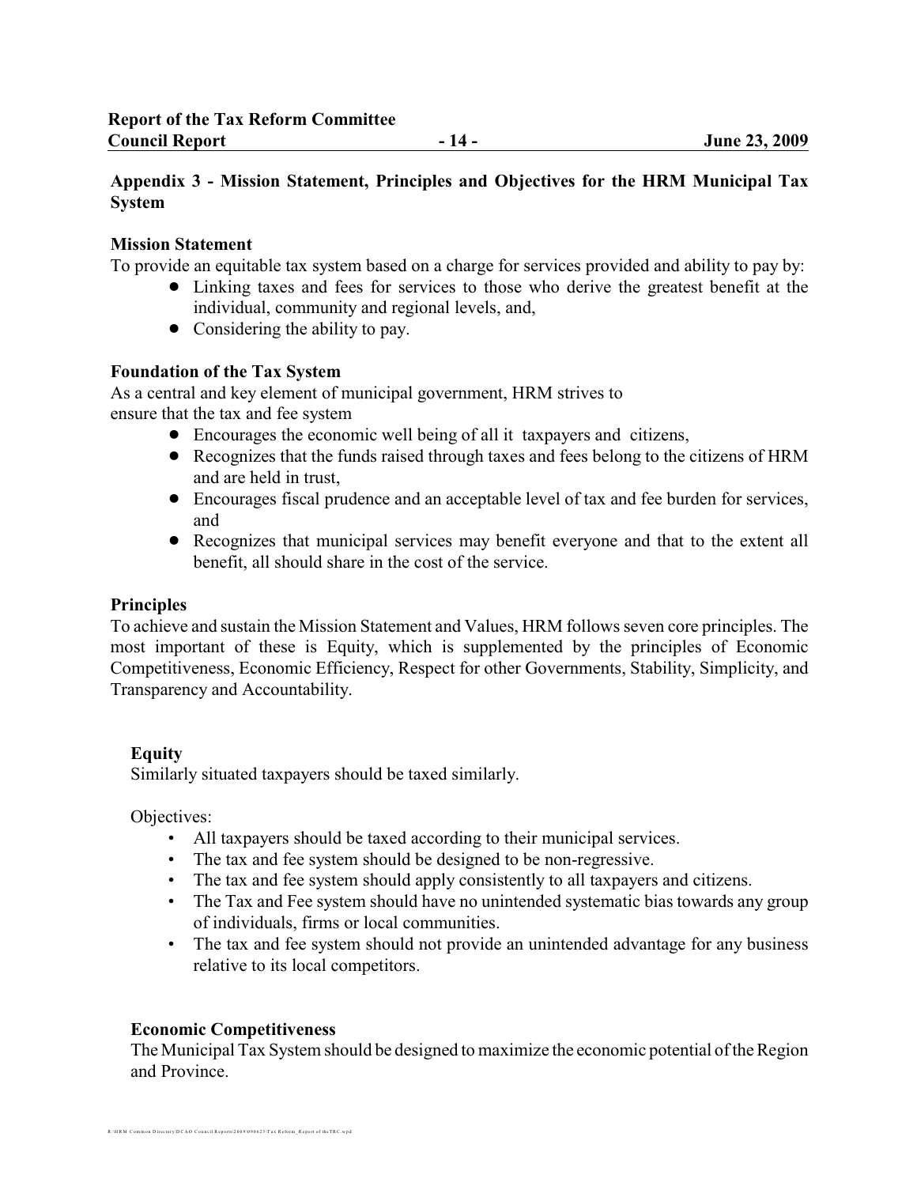## Appendix 3 - Mission Statement, Principles and Objectives for the HRM Municipal Tax System

### Mission Statement

To provide an equitable tax system based on a charge for services provided and ability to pay by:

- Linking taxes and fees for services to those who derive the greatest benefit at the individual, community and regional levels, and,
- Considering the ability to pay.

### Foundation of the Tax System

As a central and key element of municipal government, HRM strives to ensure that the tax and fee system

- Encourages the economic well being of all it taxpayers and citizens,
- Recognizes that the funds raised through taxes and fees belong to the citizens of HRM and are held in trust,
- Encourages fiscal prudence and an acceptable level of tax and fee burden for services, and
- Recognizes that municipal services may benefit everyone and that to the extent all benefit, all should share in the cost of the service.

### Principles

To achieve and sustain the Mission Statement and Values, HRM follows seven core principles. The most important of these is Equity, which is supplemented by the principles of Economic Competitiveness, Economic Efficiency, Respect for other Governments, Stability, Simplicity, and Transparency and Accountability.

#### Equity

Similarly situated taxpayers should be taxed similarly.

Objectives:

- All taxpayers should be taxed according to their municipal services.
- The tax and fee system should be designed to be non-regressive.
- The tax and fee system should apply consistently to all taxpayers and citizens.
- The Tax and Fee system should have no unintended systematic bias towards any group of individuals, firms or local communities.
- The tax and fee system should not provide an unintended advantage for any business relative to its local competitors.

#### Economic Competitiveness

The Municipal Tax System should be designed to maximize the economic potential of the Region and Province.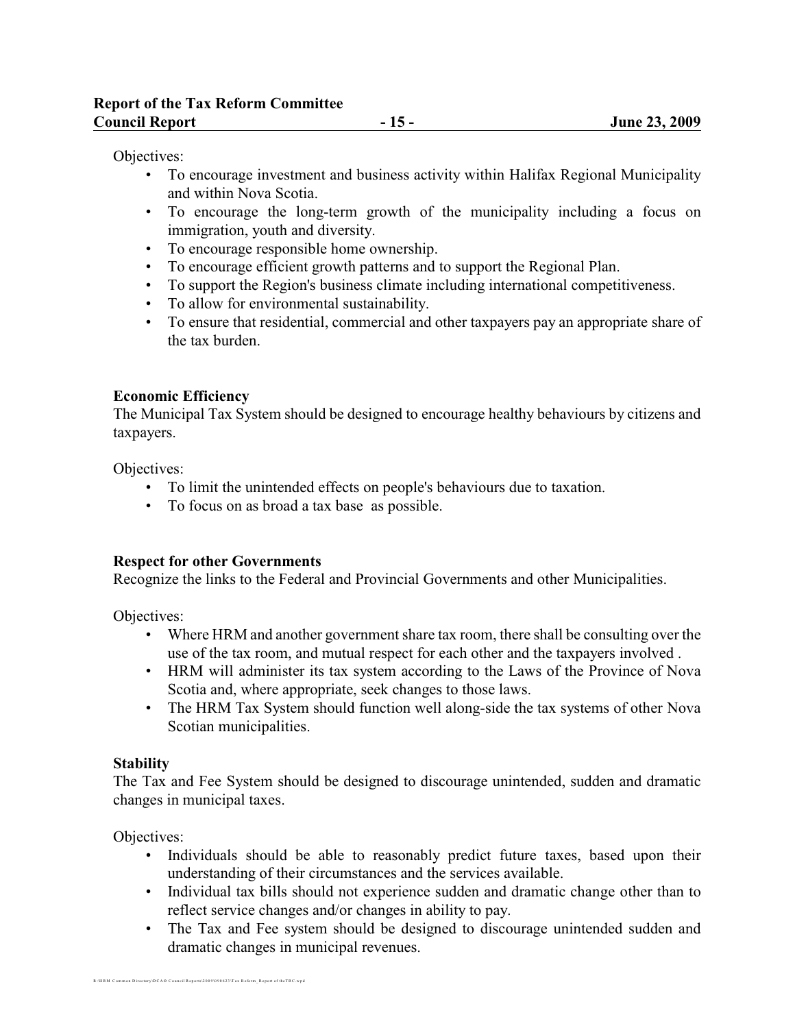Objectives:

- To encourage investment and business activity within Halifax Regional Municipality and within Nova Scotia.
- To encourage the long-term growth of the municipality including a focus on immigration, youth and diversity.
- To encourage responsible home ownership.
- To encourage efficient growth patterns and to support the Regional Plan.
- To support the Region's business climate including international competitiveness.
- To allow for environmental sustainability.
- To ensure that residential, commercial and other taxpayers pay an appropriate share of the tax burden.

**Economic Efficiency**
The Municipal Tax System should be designed to encourage healthy behaviours by citizens and taxpayers.

Objectives:

- To limit the unintended effects on people's behaviours due to taxation.
- To focus on as broad a tax base as possible.

**Respect for other Governments**
Recognize the links to the Federal and Provincial Governments and other Municipalities.

Objectives:

- Where HRM and another government share tax room, there shall be consulting over the use of the tax room, and mutual respect for each other and the taxpayers involved .
- HRM will administer its tax system according to the Laws of the Province of Nova Scotia and, where appropriate, seek changes to those laws.
- The HRM Tax System should function well along-side the tax systems of other Nova Scotian municipalities.

**Stability**
The Tax and Fee System should be designed to discourage unintended, sudden and dramatic changes in municipal taxes.

Objectives:

- Individuals should be able to reasonably predict future taxes, based upon their understanding of their circumstances and the services available.
- Individual tax bills should not experience sudden and dramatic change other than to reflect service changes and/or changes in ability to pay.
- The Tax and Fee system should be designed to discourage unintended sudden and dramatic changes in municipal revenues.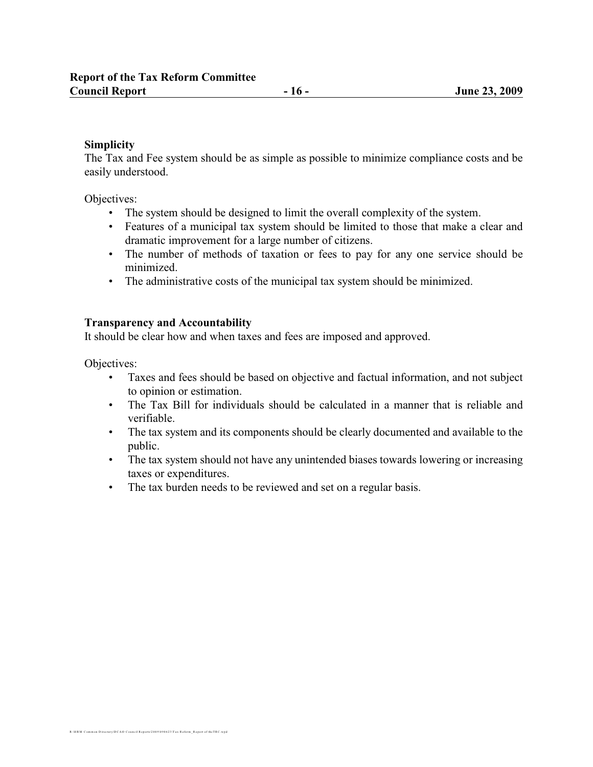**Simplicity**

The Tax and Fee system should be as simple as possible to minimize compliance costs and be easily understood.

Objectives:

- The system should be designed to limit the overall complexity of the system.
- Features of a municipal tax system should be limited to those that make a clear and dramatic improvement for a large number of citizens.
- The number of methods of taxation or fees to pay for any one service should be minimized.
- The administrative costs of the municipal tax system should be minimized.

**Transparency and Accountability**

It should be clear how and when taxes and fees are imposed and approved.

Objectives:

- Taxes and fees should be based on objective and factual information, and not subject to opinion or estimation.
- The Tax Bill for individuals should be calculated in a manner that is reliable and verifiable.
- The tax system and its components should be clearly documented and available to the public.
- The tax system should not have any unintended biases towards lowering or increasing taxes or expenditures.
- The tax burden needs to be reviewed and set on a regular basis.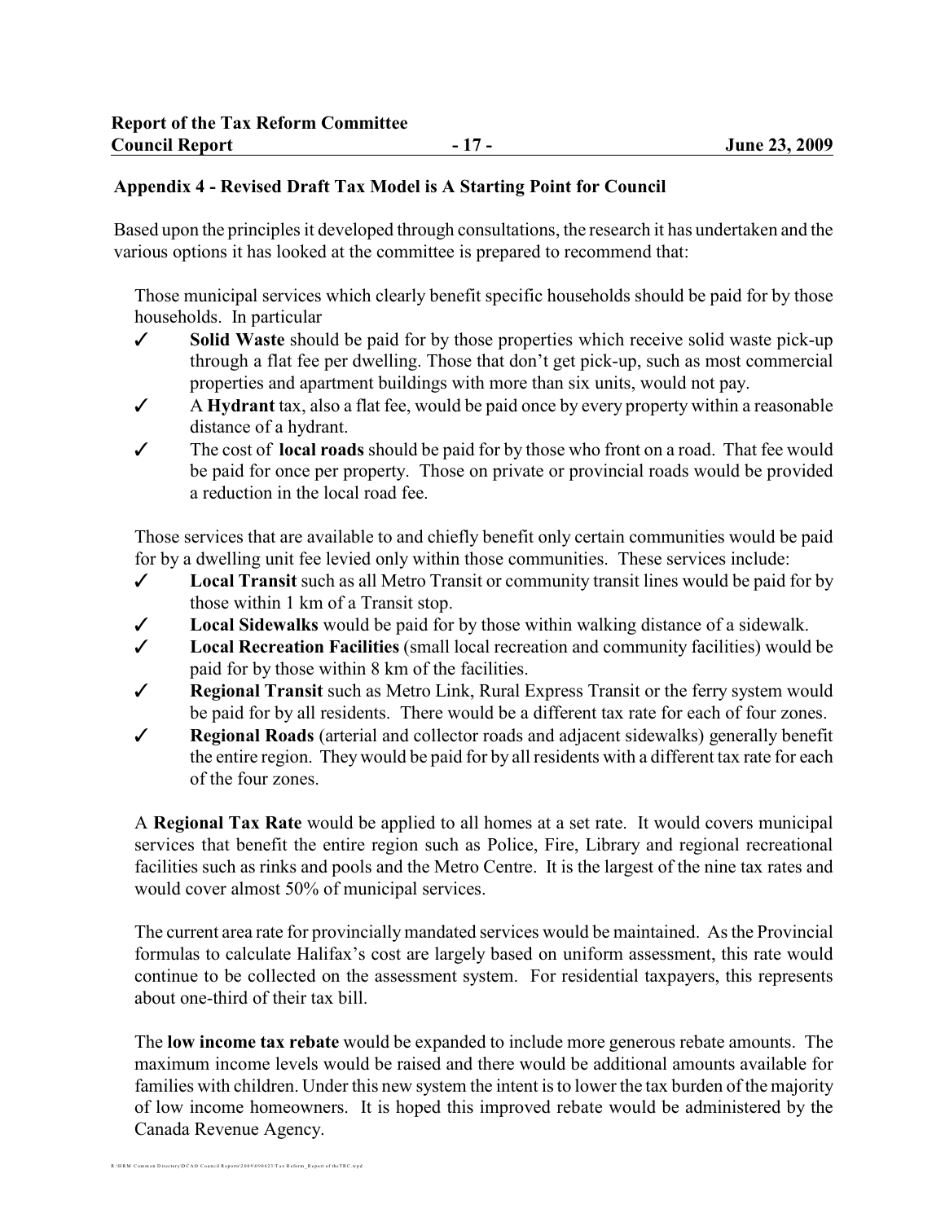## Appendix 4 - Revised Draft Tax Model is A Starting Point for Council

Based upon the principles it developed through consultations, the research it has undertaken and the various options it has looked at the committee is prepared to recommend that:

Those municipal services which clearly benefit specific households should be paid for by those households. In particular

- ✓ **Solid Waste** should be paid for by those properties which receive solid waste pick-up through a flat fee per dwelling. Those that don't get pick-up, such as most commercial properties and apartment buildings with more than six units, would not pay.
- ✓ A **Hydrant** tax, also a flat fee, would be paid once by every property within a reasonable distance of a hydrant.
- ✓ The cost of **local roads** should be paid for by those who front on a road. That fee would be paid for once per property. Those on private or provincial roads would be provided a reduction in the local road fee.

Those services that are available to and chiefly benefit only certain communities would be paid for by a dwelling unit fee levied only within those communities. These services include:

- ✓ **Local Transit** such as all Metro Transit or community transit lines would be paid for by those within 1 km of a Transit stop.
- ✓ **Local Sidewalks** would be paid for by those within walking distance of a sidewalk.
- ✓ **Local Recreation Facilities** (small local recreation and community facilities) would be paid for by those within 8 km of the facilities.
- ✓ **Regional Transit** such as Metro Link, Rural Express Transit or the ferry system would be paid for by all residents. There would be a different tax rate for each of four zones.
- ✓ **Regional Roads** (arterial and collector roads and adjacent sidewalks) generally benefit the entire region. They would be paid for by all residents with a different tax rate for each of the four zones.

A **Regional Tax Rate** would be applied to all homes at a set rate. It would covers municipal services that benefit the entire region such as Police, Fire, Library and regional recreational facilities such as rinks and pools and the Metro Centre. It is the largest of the nine tax rates and would cover almost 50% of municipal services.

The current area rate for provincially mandated services would be maintained. As the Provincial formulas to calculate Halifax's cost are largely based on uniform assessment, this rate would continue to be collected on the assessment system. For residential taxpayers, this represents about one-third of their tax bill.

The **low income tax rebate** would be expanded to include more generous rebate amounts. The maximum income levels would be raised and there would be additional amounts available for families with children. Under this new system the intent is to lower the tax burden of the majority of low income homeowners. It is hoped this improved rebate would be administered by the Canada Revenue Agency.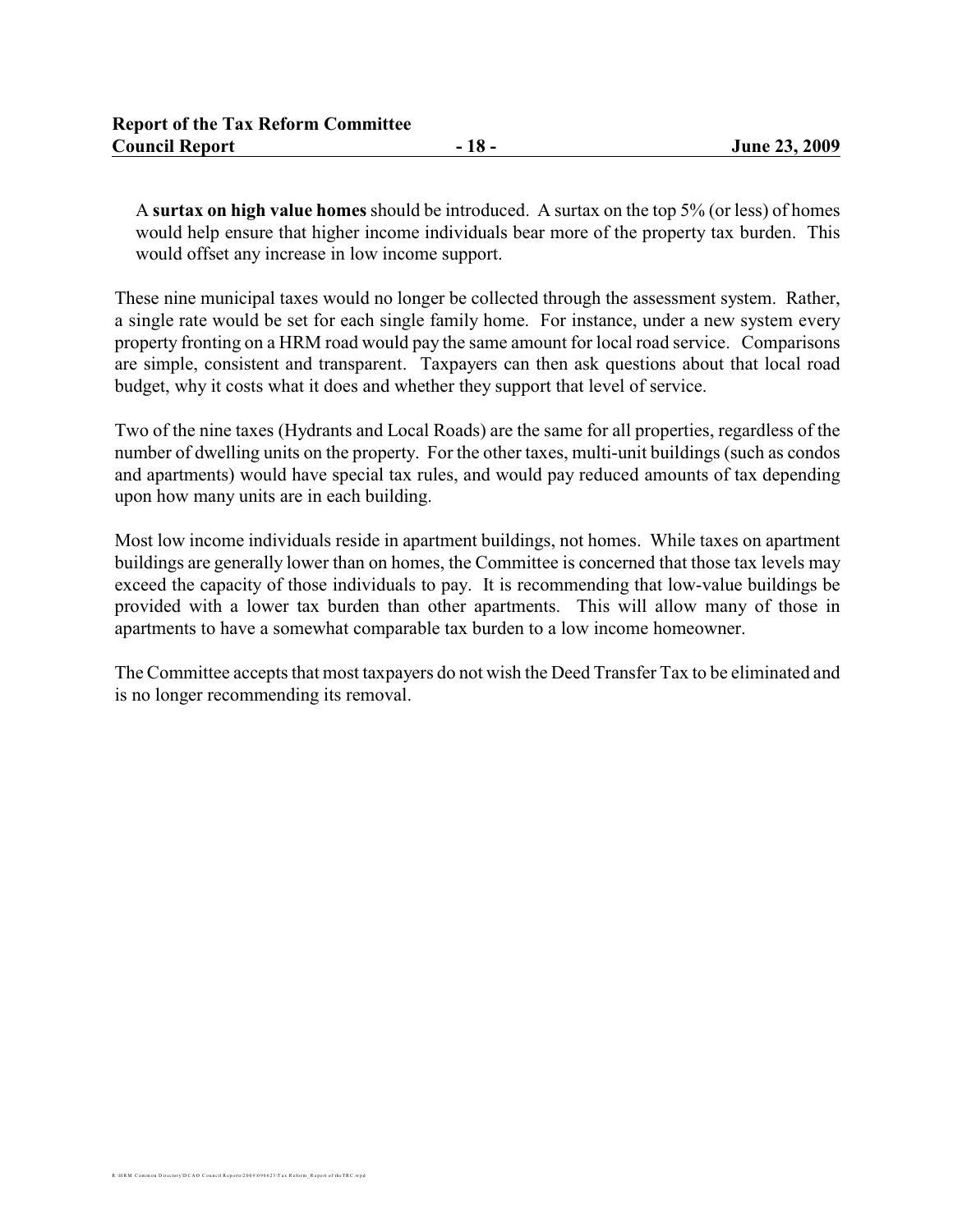A **surtax on high value homes** should be introduced. A surtax on the top 5% (or less) of homes would help ensure that higher income individuals bear more of the property tax burden. This would offset any increase in low income support.

These nine municipal taxes would no longer be collected through the assessment system. Rather, a single rate would be set for each single family home. For instance, under a new system every property fronting on a HRM road would pay the same amount for local road service. Comparisons are simple, consistent and transparent. Taxpayers can then ask questions about that local road budget, why it costs what it does and whether they support that level of service.

Two of the nine taxes (Hydrants and Local Roads) are the same for all properties, regardless of the number of dwelling units on the property. For the other taxes, multi-unit buildings (such as condos and apartments) would have special tax rules, and would pay reduced amounts of tax depending upon how many units are in each building.

Most low income individuals reside in apartment buildings, not homes. While taxes on apartment buildings are generally lower than on homes, the Committee is concerned that those tax levels may exceed the capacity of those individuals to pay. It is recommending that low-value buildings be provided with a lower tax burden than other apartments. This will allow many of those in apartments to have a somewhat comparable tax burden to a low income homeowner.

The Committee accepts that most taxpayers do not wish the Deed Transfer Tax to be eliminated and is no longer recommending its removal.